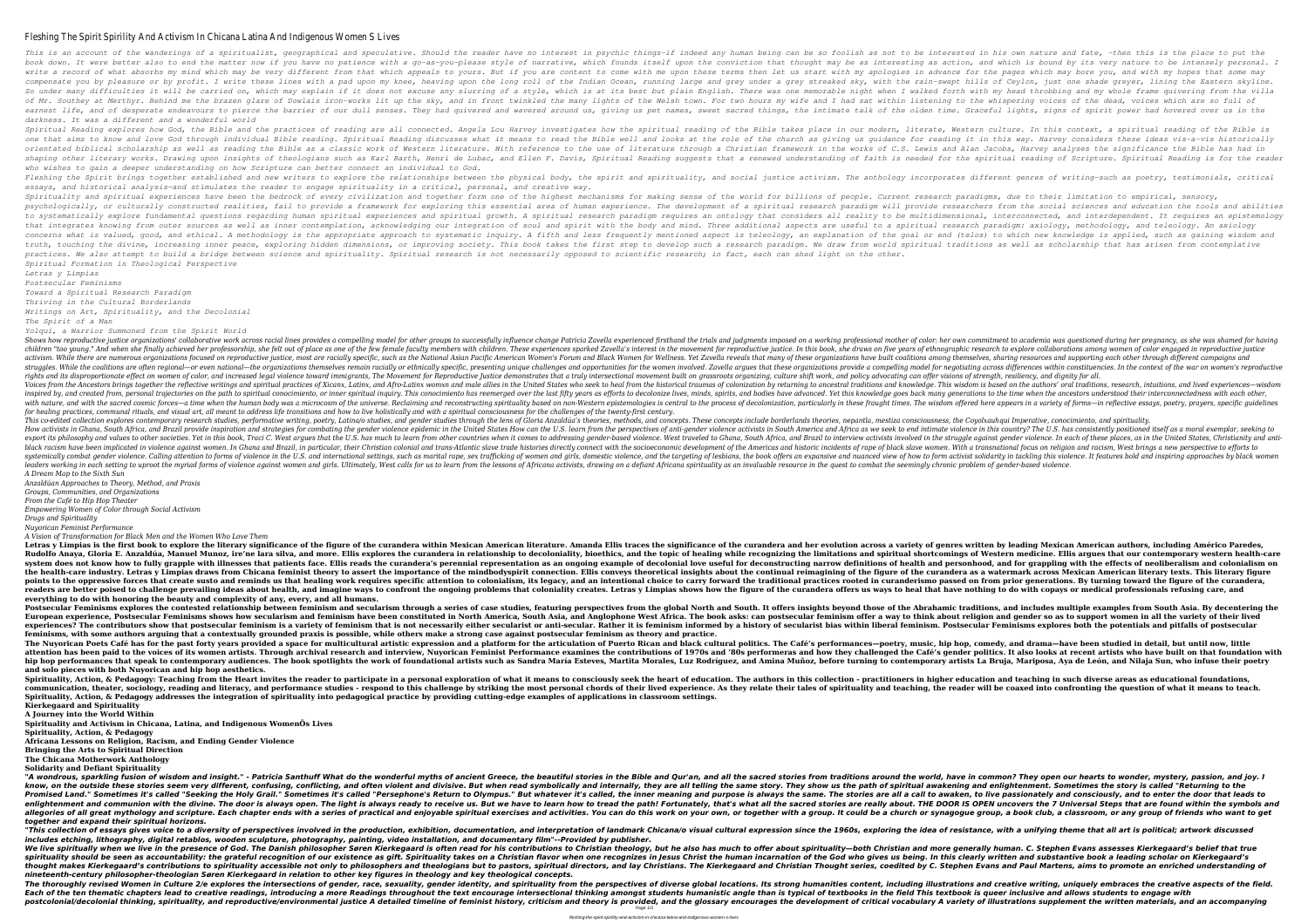# Fleshing The Spirit Spirility And Activism In Chicana Latina And Indigenous Women S Lives

*This is an account of the wanderings of a spiritualist, geographical and speculative. Should the reader have no interest in psychic things-if indeed any human being can be so foolish as not to be interested in his own nature and fate, -then this is the place to put the book down. It were better also to end the matter now if you have no patience with a go-as-you-please style of narrative, which founds itself upon the conviction that thought may be as interesting as action, and which is bound by its very nature to be intensely personal. I write a record of what absorbs my mind which may be very different from that which appeals to yours. But if you are content to come with me upon these terms then let us start with my apologies in advance for the pages which may bore you, and with my hopes that some may compensate you by pleasure or by profit. I write these lines with a pad upon my knee, heaving upon the long roll of the Indian Ocean, running large and grey under a grey streaked sky, with the rain-swept hills of Ceylon, just one shade greyer, lining the Eastern skyline. So under many difficulties it will be carried on, which may explain if it does not excuse any slurring of a style, which is at its best but plain English. There was one memorable night when I walked forth with my head throbbing and my whole frame quivering from the villa of Mr. Southey at Merthyr. Behind me the brazen glare of Dowlais iron-works lit up the sky, and in front twinkled the many lights of the Welsh town. For two hours my wife and I had sat within listening to the whispering voices of the dead, voices which are so full of earnest life, and of desperate endeavours to pierce the barrier of our dull senses. They had quivered and wavered around us, giving us pet names, sweet sacred things, the intimate talk of the olden time. Graceful lights, signs of spirit power had hovered over us in the darkness. It was a different and a wonderful world*

*Spiritual Reading explores how God, the Bible and the practices of reading are all connected. Angela Lou Harvey investigates how the spiritual reading of the Bible takes place in our modern, literate, Western culture. In this context, a spiritual reading of the Bible is one that aims to know and love God through individual Bible reading. Spiritual Reading discusses what it means to read the Bible well and looks at the role of the church as giving us guidance for reading it in this way. Harvey considers these ideas vis-a-vis historically orientated biblical scholarship as well as reading the Bible as a classic work of Western literature. With reference to the use of literature through a Christian framework in the works of C.S. Lewis and Alan Jacobs, Harvey analyses the significance the Bible has had in shaping other literary works. Drawing upon insights of theologians such as Karl Barth, Henri de Lubac, and Ellen F. Davis, Spiritual Reading suggests that a renewed understanding of faith is needed for the spiritual reading of Scripture. Spiritual Reading is for the reader who wishes to gain a deeper understanding on how Scripture can better connect an individual to God.*

*Fleshing the Spirit brings together established and new writers to explore the relationships between the physical body, the spirit and spirituality, and social justice activism. The anthology incorporates different genres of writing—such as poetry, testimonials, critical essays, and historical analysis—and stimulates the reader to engage spirituality in a critical, personal, and creative way.*

*Spirituality and spiritual experiences have been the bedrock of every civilization and together form one of the highest mechanisms for making sense of the world for billions of people. Current research paradigms, due to their limitation to empirical, sensory, psychologically, or culturally constructed realities, fail to provide a framework for exploring this essential area of human experience. The development of a spiritual research paradigm will provide researchers from the social sciences and education the tools and abilities to systematically explore fundamental questions regarding human spiritual experiences and spiritual growth. A spiritual research paradigm requires an ontology that considers all reality to be multidimensional, interconnected, and interdependent. It requires an epistemology that integrates knowing from outer sources as well as inner contemplation, acknowledging our integration of soul and spirit with the body and mind. Three additional aspects are useful to a spiritual research paradigm: axiology, methodology, and teleology. An axiology concerns what is valued, good, and ethical. A methodology is the appropriate approach to systematic inquiry. A fifth and less frequently mentioned aspect is teleology, an explanation of the goal or end (telos) to which new knowledge is applied, such as gaining wisdom and truth, touching the divine, increasing inner peace, exploring hidden dimensions, or improving society. This book takes the first step to develop such a research paradigm. We draw from world spiritual traditions as well as scholarship that has arisen from contemplative practices. We also attempt to build a bridge between science and spirituality. Spiritual research is not necessarily opposed to scientific research; in fact, each can shed light on the other.*

*Spiritual Formation in Theological Perspective*

*Letras y Limpias*

*Postsecular Feminisms*

*Toward a Spiritual Research Paradigm*

*Thriving in the Cultural Borderlands*

*Writings on Art, Spirituality, and the Decolonial*

*The Spirit of a Man*

*Yolqui, a Warrior Summoned from the Spirit World*

*Shows how reproductive justice organizations' collaborative work across racial lines provides a compelling model for other groups to successfully influence change Patricia Zavella experienced firsthand the trials and judgments imposed on a working professional mother of color: her own commitment to academia was questioned during her pregnancy, as she was shamed for having children "too young." And when she finally achieved her professorship, she felt out of place as one of the few female faculty members with children. These experiences sparked Zavella's interest in the movement for reproductive justice. In this book, she draws on five years of ethnographic research to explore collaborations among women of color engaged in reproductive justice activism. While there are numerous organizations focused on reproductive justice, most are racially specific, such as the National Asian Pacific American Women's Forum and Black Women for Wellness. Yet Zavella reveals that many of these organizations have built coalitions among themselves, sharing resources and supporting each other through different campaigns and struggles. While the coalitions are often regional—or even national—the organizations themselves remain racially or ethnically specific, presenting unique challenges and opportunities for the women involved. Zavella argues that these organizations provide a compelling model for negotiating across differences within constituencies. In the context of the war on women's reproductive rights and its disproportionate effect on women of color, and increased legal violence toward immigrants, The Movement for Reproductive Justice demonstrates that a truly intersectional movement built on grassroots organizing, culture shift work, and policy advocating can offer visions of strength, resiliency, and dignity for all.*

*Voices from the Ancestors brings together the reflective writings and spiritual practices of Xicanx, Latinx, and Afro-Latinx womxn and male allies in the United States who seek to heal from the historical traumas of colonization by returning to ancestral traditions and knowledge. This wisdom is based on the authors' oral traditions, research, intuitions, and lived experiences—wisdom inspired by, and created from, personal trajectories on the path to spiritual conocimiento, or inner spiritual inquiry. This conocimiento has reemerged over the last fifty years as efforts to decolonize lives, minds, spirits, and bodies have advanced. Yet this knowledge goes back many generations to the time when the ancestors understood their interconnectedness with each other, with nature, and with the sacred cosmic forces—a time when the human body was a microcosm of the universe. Reclaiming and reconstructing spirituality based on non-Western epistemologies is central to the process of decolonization, particularly in these fraught times. The wisdom offered here appears in a variety of forms—in reflective essays, poetry, prayers, specific guidelines for healing practices, communal rituals, and visual art, all meant to address life transitions and how to live holistically and with a spiritual consciousness for the challenges of the twenty-first century.*

*This co-edited collection explores contemporary research studies, performative writing, poetry, Latina/o studies, and gender studies through the lens of Gloria Anzaldúa's theories, methods, and concepts. These concepts include borderlands theories, nepantla, mestiza consciousness, the Coyolxauhqui Imperative, conocimiento, and spirituality.*

*How activists in Ghana, South Africa, and Brazil provide inspiration and strategies for combating the gender violence epidemic in the United States How can the U.S. learn from the perspectives of anti-gender violence activists in South America and Africa as we seek to end intimate violence in this country? The U.S. has consistently positioned itself as a moral exemplar, seeking to export its philosophy and values to other societies. Yet in this book, Traci C. West argues that the U.S. has much to learn from other countries when it comes to addressing gender-based violence. West traveled to Ghana, South Africa, and Brazil to interview activists involved in the struggle against gender violence. In each of these places, as in the United States, Christianity and anti-black racism have been implicated in violence against women. In Ghana and Brazil, in particular, their Christian colonial and trans-Atlantic slave trade histories directly connect with the socioeconomic development of the Americas and historic incidents of rape of black slave women. With a transnational focus on religion and racism, West brings a new perspective to efforts to systemically combat gender violence. Calling attention to forms of violence in the U.S. and international settings, such as marital rape, sex trafficking of women and girls, domestic violence, and the targeting of lesbians, the book offers an expansive and nuanced view of how to form activist solidarity in tackling this violence. It features bold and inspiring approaches by black women leaders working in each setting to uproot the myriad forms of violence against women and girls. Ultimately, West calls for us to learn from the lessons of Africana activists, drawing on a defiant Africana spirituality as an invaluable resource in the quest to combat the seemingly chronic problem of gender-based violence.*

*A Dream Map to the Sixth Sun*

*Anzaldúan Approaches to Theory, Method, and Praxis*

*Groups, Communities, and Organizations*

*From the Café to Hip Hop Theater*

*Empowering Women of Color through Social Activism*

*Drugs and Spirituality*

*Nuyorican Feminist Performance*

*A Vision of Transformation for Black Men and the Women Who Love Them*

**Letras y Limpias is the first book to explore the literary significance of the figure of the curandera within Mexican American literature. Amanda Ellis traces the significance of the curandera and her evolution across a variety of genres written by leading Mexican American authors, including Américo Paredes, Rudolfo Anaya, Gloria E. Anzaldúa, Manuel Munoz, ire'ne lara silva, and more. Ellis explores the curandera in relationship to decoloniality, bioethics, and the topic of healing while recognizing the limitations and spiritual shortcomings of Western medicine. Ellis argues that our contemporary western health-care system does not know how to fully grapple with illnesses that patients face. Ellis reads the curandera's perennial representation as an ongoing example of decolonial love useful for deconstructing narrow definitions of health and personhood, and for grappling with the effects of neoliberalism and colonialism on the health-care industry. Letras y Limpias draws from Chicana feminist theory to assert the importance of the mindbodyspirit connection. Ellis conveys theoretical insights about the continual reimagining of the figure of the curandera as a watermark across Mexican American literary texts. This literary figure points to the oppressive forces that create susto and reminds us that healing work requires specific attention to colonialism, its legacy, and an intentional choice to carry forward the traditional practices rooted in curanderismo passed on from prior generations. By turning toward the figure of the curandera, readers are better poised to challenge prevailing ideas about health, and imagine ways to confront the ongoing problems that coloniality creates. Letras y Limpias shows how the figure of the curandera offers us ways to heal that have nothing to do with copays or medical professionals refusing care, and everything to do with honoring the beauty and complexity of any, every, and all humans.**

**Postsecular Feminisms explores the contested relationship between feminism and secularism through a series of case studies, featuring perspectives from the global North and South. It offers insights beyond those of the Abrahamic traditions, and includes multiple examples from South Asia. By decentering the European experience, Postsecular Feminisms shows how secularism and feminism have been constituted in North America, South Asia, and Anglophone West Africa. The book asks: can postsecular feminism offer a way to think about religion and gender so as to support women in all the variety of their lived experiences? The contributors show that postsecular feminism is a variety of feminism that is not necessarily either secularist or anti-secular. Rather it is feminism informed by a history of secularist bias within liberal feminism. Postsecular Feminisms explores both the potentials and pitfalls of postsecular feminisms, with some authors arguing that a contextually grounded praxis is possible, while others make a strong case against postsecular feminism as theory and practice.**

**The Nuyorican Poets Café has been for the past forty years provided a space for multicultural artistic expression and a platform for the articulation of Puerto Rican and black cultural politics. The Café's performances—poetry, music, hip hop, comedy, and drama—have been studied in detail, but until now, little attention has been paid to the voices of its women artists. Through archival research and interview, Nuyorican Feminist Performance examines the contributions of 1970s and '80s performeras and how they challenged the Café's gender politics. It also looks at recent artists who have built on that foundation with hip hop performances that speak to contemporary audiences. The book spotlights the work of foundational artists such as Sandra María Esteves, Martita Morales, Luz Rodríguez, and Amina Muñoz, before turning to contemporary artists La Bruja, Mariposa, Aya de León, and Nilaja Sun, who infuse their poetry and solo pieces with both Nuyorican and hip hop aesthetics.**

**Spirituality, Action, & Pedagogy: Teaching from the Heart invites the reader to participate in a personal exploration of what it means to consciously seek the heart of education. The authors in this collection - practitioners in higher education and teaching in such diverse areas as educational foundations, communication, theater, sociology, reading and literacy, and performance studies - respond to this challenge by striking the most personal chords of their lived experience. As they relate their tales of spirituality and teaching, the reader will be coaxed into confronting the question of what it means to teach. Spirituality, Action, & Pedagogy addresses the integration of spirituality into pedagogical practice by providing cutting-edge examples of applications in classroom settings.**

**Kierkegaard and Spirituality**

**A Journey into the World Within**

**Spirituality and Activism in Chicana, Latina, and Indigenous WomenÕs Lives**

**Spirituality, Action, & Pedagogy**

**Africana Lessons on Religion, Racism, and Ending Gender Violence**

**Bringing the Arts to Spiritual Direction**

**The Chicana Motherwork Anthology**

**Solidarity and Defiant Spirituality**

***"A wondrous, sparkling fusion of wisdom and insight." - Patricia Santhuff What do the wonderful myths of ancient Greece, the beautiful stories in the Bible and Qur'an, and all the sacred stories from traditions around the world, have in common? They open our hearts to wonder, mystery, passion, and joy. I know, on the outside these stories seem very different, confusing, conflicting, and often violent and divisive. But when read symbolically and internally, they are all telling the same story. They show us the path of spiritual awakening and enlightenment. Sometimes the story is called "Returning to the Promised Land." Sometimes it's called "Seeking the Holy Grail." Sometimes it's called "Persephone's Return to Olympus." But whatever it's called, the inner meaning and purpose is always the same. The stories are all a call to awaken, to live passionately and consciously, and to enter the door that leads to enlightenment and communion with the divine. The door is always open. The light is always ready to receive us. But we have to learn how to tread the path! Fortunately, that's what all the sacred stories are really about. THE DOOR IS OPEN uncovers the 7 Universal Steps that are found within the symbols and allegories of all great mythology and scripture. Each chapter ends with a series of practical and enjoyable spiritual exercises and activities. You can do this work on your own, or together with a group. It could be a church or synagogue group, a book club, a classroom, or any group of friends who want to get together and expand their spiritual horizons.***

***"This collection of essays gives voice to a diversity of perspectives involved in the production, exhibition, documentation, and interpretation of landmark Chicana/o visual cultural expression since the 1960s, exploring the idea of resistance, with a unifying theme that all art is political; artwork discussed includes etching, lithography, digital retablos, wooden sculpture, photography, painting, video installation, and documentary film"--Provided by publisher.***

***We live spiritually when we live in the presence of God. The Danish philosopher Søren Kierkegaard is often read for his contributions to Christian theology, but he also has much to offer about spirituality—both Christian and more generally human. C. Stephen Evans assesses Kierkegaard's belief that true spirituality should be seen as accountability: the grateful recognition of our existence as gift. Spirituality takes on a Christian flavor when one recognizes in Jesus Christ the human incarnation of the God who gives us being. In this clearly written and substantive book a leading scholar on Kierkegaard's thought makes Kierkegaard's contributions to spirituality accessible not only to philosophers and theologians but to pastors, spiritual directors, and lay Christians. The Kierkegaard and Christian Thought series, coedited by C. Stephen Evans and Paul Martens, aims to promote an enriched understanding of nineteenth-century philosopher-theologian Søren Kierkegaard in relation to other key figures in theology and key theological concepts.***

***The thoroughly revised Women in Culture 2/e explores the intersections of gender, race, sexuality, gender identity, and spirituality from the perspectives of diverse global locations. Its strong humanities content, including illustrations and creative writing, uniquely embraces the creative aspects of the field. Each of the ten thematic chapters lead to creative readings, introducing a more Readings throughout the text encourage intersectional thinking amongst students humanistic angle than is typical of textbooks in the field This textbook is queer inclusive and allows students to engage with postcolonial/decolonial thinking, spirituality, and reproductive/environmental justice A detailed timeline of feminist history, criticism and theory is provided, and the glossary encourages the development of critical vocabulary A variety of illustrations supplement the written materials, and an accompanying***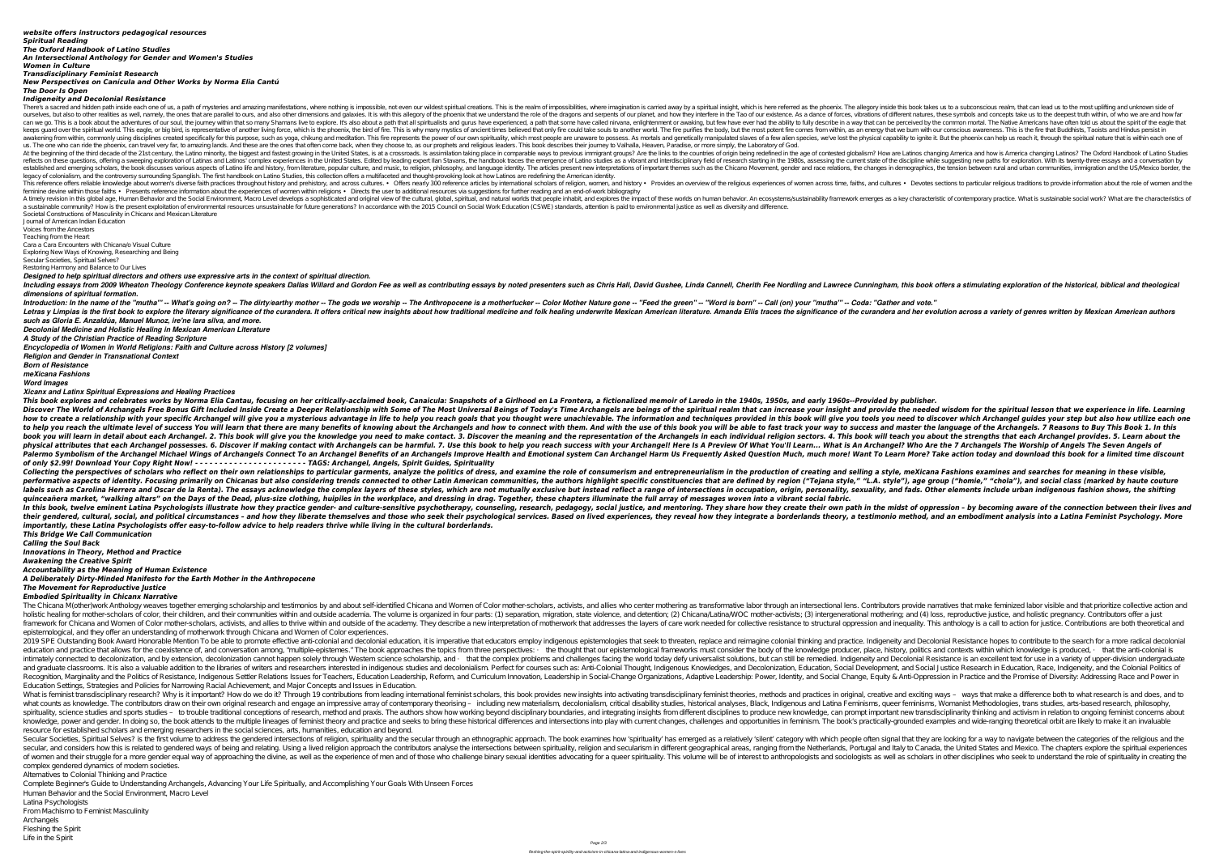*website offers instructors pedagogical resources*
***Spiritual Reading***
***The Oxford Handbook of Latino Studies***
***An Intersectional Anthology for Gender and Women's Studies***
***Women in Culture***
***Transdisciplinary Feminist Research***
***New Perspectives on Canícula and Other Works by Norma Elia Cantú***
***The Door Is Open***
***Indigeneity and Decolonial Resistance***

There's a sacred and hidden path inside each one of us, a path of mysteries and amazing manifestations, where nothing is impossible, not even our wildest spiritual creations. This is the realm of impossibilities, where imagination is carried away by a spiritual insight, which is here referred as the phoenix. The allegory inside this book takes us to a subconscious realm, that can lead us to the most uplifting and unknown side of ourselves, but also to other realities as well, namely, the ones that are parallel to ours, and also other dimensions and galaxies. It is with this allegory of the phoenix that we understand the role of the dragons and serpents of our planet, and how they interfere in the Tao of our existence. As a dance of forces, vibrations of different natures, these symbols and concepts take us to the deepest truth within, of who we are and how far can we go. This is a book about the adventures of our soul, the journey within that so many Shamans live to explore. It's also about a path that all spiritualists and gurus have experienced, a path that some have called nirvana, enlightenment or awaking, but few have ever had the ability to fully describe in a way that can be perceived by the common mortal. The Native Americans have often told us about the spirit of the eagle that keeps guard over the spiritual world. This eagle, or big bird, is representative of another living force, which is the phoenix, the bird of fire. This is why many mystics of ancient times believed that only fire could take souls to another world. The fire purifies the body, but the most potent fire comes from within, as an energy that we burn with our conscious awareness. This is the fire that Buddhists, Taoists and Hindus persist in awakening from within, commonly using disciplines created specifically for this purpose, such as yoga, chikung and meditation. This fire represents the power of our own spirituality, which most people are unaware to possess. As mortals and genetically manipulated slaves of a few alien species, we've lost the physical capability to ignite it. But the phoenix can help us reach it, through the spiritual nature that is within each one of us. The one who can ride the phoenix, can travel very far, to amazing lands. And these are the ones that often come back, when they choose to, as our prophets and religious leaders. This book describes their journey to Valhalla, Heaven, Paradise, or more simply, the Laboratory of God.

At the beginning of the third decade of the 21st century, the Latino minority, the biggest and fastest growing in the United States, is at a crossroads. Is assimilation taking place in comparable ways to previous immigrant groups? Are the links to the countries of origin being redefined in the age of contested globalism? How are Latinos changing America and how is America changing Latinos? The Oxford Handbook of Latino Studies reflects on these questions, offering a sweeping exploration of Latinas and Latinos' complex experiences in the United States. Edited by leading expert Ilan Stavans, the handbook traces the emergence of Latino studies as a vibrant and interdisciplinary field of research starting in the 1980s, assessing the current state of the discipline while suggesting new paths for exploration. With its twenty-three essays and a conversation by established and emerging scholars, the book discusses various aspects of Latino life and history, from literature, popular culture, and music, to religion, philosophy, and language identity. The articles present new interpretations of important themes such as the Chicano Movement, gender and race relations, the changes in demographics, the tension between rural and urban communities, immigration and the US/Mexico border, the legacy of colonialism, and the controversy surrounding Spanglish. The first handbook on Latino Studies, this collection offers a multifaceted and thought-provoking look at how Latinos are redefining the American identity.

This reference offers reliable knowledge about women's diverse faith practices throughout history and prehistory, and across cultures. • Offers nearly 300 reference articles by international scholars of religion, women, and history • Provides an overview of the religious experiences of women across time, faiths, and cultures • Devotes sections to particular religious traditions to provide information about the role of women and the feminine devine within those faiths • Presents reference information about the experiences of women within religions • Directs the user to additional resources via suggestions for further reading and an end-of-work bibliography

A timely revision in this global age, Human Behavior and the Social Environment, Macro Level develops a sophisticated and original view of the cultural, global, spiritual, and natural worlds that people inhabit, and explores the impact of these worlds on human behavior. An ecosystems/sustainability framework emerges as a key characteristic of contemporary practice. What is sustainable social work? What are the characteristics of a sustainable community? How is the present exploitation of environmental resources unsustainable for future generations? In accordance with the 2015 Council on Social Work Education (CSWE) standards, attention is paid to environmental justice as well as diversity and difference.

Societal Constructions of Masculinity in Chicanx and Mexican Literature
Journal of American Indian Education
Voices from the Ancestors
Teaching from the Heart
Cara a Cara Encounters with Chicana/o Visual Culture
Exploring New Ways of Knowing, Researching and Being
Secular Societies, Spiritual Selves?
Restoring Harmony and Balance to Our Lives

***Designed to help spiritual directors and others use expressive arts in the context of spiritual direction.***

***Including essays from 2009 Wheaton Theology Conference keynote speakers Dallas Willard and Gordon Fee as well as contributing essays by noted presenters such as Chris Hall, David Gushee, Linda Cannell, Cherith Fee Nordling and Lawrece Cunningham, this book offers a stimulating exploration of the historical, biblical and theological dimensions of spiritual formation.***

***Introduction: In the name of the "mutha'" -- What's going on? -- The dirty/earthy mother -- The gods we worship -- The Anthropocene is a motherfucker -- Color Mother Nature gone -- "Feed the green" -- "Word is born" -- Call (on) your "mutha'" -- Coda: "Gather and vote."***

***Letras y Limpias is the first book to explore the literary significance of the curandera. It offers critical new insights about how traditional medicine and folk healing underwrite Mexican American literature. Amanda Ellis traces the significance of the curandera and her evolution across a variety of genres written by Mexican American authors such as Gloria E. Anzaldúa, Manuel Munoz, ire'ne lara silva, and more.***

***Decolonial Medicine and Holistic Healing in Mexican American Literature***
***A Study of the Christian Practice of Reading Scripture***
***Encyclopedia of Women in World Religions: Faith and Culture across History [2 volumes]***
***Religion and Gender in Transnational Context***
***Born of Resistance***
***meXicana Fashions***
***Word Images***
***Xicanx and Latinx Spiritual Expressions and Healing Practices***

***This book explores and celebrates works by Norma Elia Cantau, focusing on her critically-acclaimed book, Canaicula: Snapshots of a Girlhood en La Frontera, a fictionalized memoir of Laredo in the 1940s, 1950s, and early 1960s--Provided by publisher.***

***Discover The World of Archangels Free Bonus Gift Included Inside Create a Deeper Relationship with Some of The Most Universal Beings of Today's Time Archangels are beings of the spiritual realm that can increase your insight and provide the needed wisdom for the spiritual lesson that we experience in life. Learning how to create a relationship with your specific Archangel will give you a mysterious advantage in life to help you reach goals that you thought were unachievable. The information and techniques provided in this book will give you tools you need to discover which Archangel guides your step but also how utilize each one to help you reach the ultimate level of success You will learn that there are many benefits of knowing about the Archangels and how to connect with them. And with the use of this book you will be able to fast track your way to success and master the language of the Archangels. 7 Reasons to Buy This Book 1. In this book you will learn in detail about each Archangel. 2. This book will give you the knowledge you need to make contact. 3. Discover the meaning and the representation of the Archangels in each individual religion sectors. 4. This book will teach you about the strengths that each Archangel provides. 5. Learn about the physical attributes that each Archangel possesses. 6. Discover if making contact with Archangels can be harmful. 7. Use this book to help you reach success with your Archangel! Here Is A Preview Of What You'll Learn... What is An Archangel? Who Are the 7 Archangels The Worship of Angels The Seven Angels of Palermo Symbolism of the Archangel Michael Wings of Archangels Connect To an Archangel Benefits of an Archangels Improve Health and Emotional system Can Archangel Harm Us Frequently Asked Question Much, much more! Want To Learn More? Take action today and download this book for a limited time discount of only $2.99! Download Your Copy Right Now! - - - - - - - - - - - - - - - - - - - - - - - TAGS: Archangel, Angels, Spirit Guides, Spirituality***

***Collecting the perspectives of scholars who reflect on their own relationships to particular garments, analyze the politics of dress, and examine the role of consumerism and entrepreneurialism in the production of creating and selling a style, meXicana Fashions examines and searches for meaning in these visible, performative aspects of identity. Focusing primarily on Chicanas but also considering trends connected to other Latin American communities, the authors highlight specific constituencies that are defined by region ("Tejana style," "L.A. style"), age group ("homie," "chola"), and social class (marked by haute couture labels such as Carolina Herrera and Oscar de la Renta). The essays acknowledge the complex layers of these styles, which are not mutually exclusive but instead reflect a range of intersections in occupation, origin, personality, sexuality, and fads. Other elements include urban indigenous fashion shows, the shifting quinceañera market, "walking altars" on the Days of the Dead, plus-size clothing, huipiles in the workplace, and dressing in drag. Together, these chapters illuminate the full array of messages woven into a vibrant social fabric.***

***In this book, twelve eminent Latina Psychologists illustrate how they practice gender- and culture-sensitive psychotherapy, counseling, research, pedagogy, social justice, and mentoring. They share how they create their own path in the midst of oppression – by becoming aware of the connection between their lives and their gendered, cultural, social, and political circumstances – and how they liberate themselves and those who seek their psychological services. Based on lived experiences, they reveal how they integrate a borderlands theory, a testimonio method, and an embodiment analysis into a Latina Feminist Psychology. More importantly, these Latina Psychologists offer easy-to-follow advice to help readers thrive while living in the cultural borderlands.***

***This Bridge We Call Communication***
***Calling the Soul Back***
***Innovations in Theory, Method and Practice***
***Awakening the Creative Spirit***
***Accountability as the Meaning of Human Existence***
***A Deliberately Dirty-Minded Manifesto for the Earth Mother in the Anthropocene***
***The Movement for Reproductive Justice***
***Embodied Spirituality in Chicanx Narrative***

The Chicana M(other)work Anthology weaves together emerging scholarship and testimonios by and about self-identified Chicana and Women of Color mother-scholars, activists, and allies who center mothering as transformative labor through an intersectional lens. Contributors provide narratives that make feminized labor visible and that prioritize collective action and holistic healing for mother-scholars of color, their children, and their communities within and outside academia. The volume is organized in four parts: (1) separation, migration, state violence, and detention; (2) Chicana/Latina/WOC mother-activists; (3) intergenerational mothering; and (4) loss, reproductive justice, and holistic pregnancy. Contributors offer a just framework for Chicana and Women of Color mother-scholars, activists, and allies to thrive within and outside of the academy. They describe a new interpretation of motherwork that addresses the layers of care work needed for collective resistance to structural oppression and inequality. This anthology is a call to action for justice. Contributions are both theoretical and epistemological, and they offer an understanding of motherwork through Chicana and Women of Color experiences.

2019 SPE Outstanding Book Award Honorable Mention To be able to promote effective anti-colonial and decolonial education, it is imperative that educators employ indigenous epistemologies that seek to threaten, replace and reimagine colonial thinking and practice. Indigeneity and Decolonial Resistance hopes to contribute to the search for a more radical decolonial education and practice that allows for the coexistence of, and conversation among, "multiple-epistemes." The book approaches the topics from three perspectives: · the thought that our epistemological frameworks must consider the body of the knowledge producer, place, history, politics and contexts within which knowledge is produced, · that the anti-colonial is intimately connected to decolonization, and by extension, decolonization cannot happen solely through Western science scholarship, and · that the complex problems and challenges facing the world today defy universalist solutions, but can still be remedied. Indigeneity and Decolonial Resistance is an excellent text for use in a variety of upper-division undergraduate and graduate classrooms. It is also a valuable addition to the libraries of writers and researchers interested in indigenous studies and decolonialism. Perfect for courses such as: Anti-Colonial Thought, Indigenous Knowledges, and Decolonization, Education, Social Development, and Social Justice Research in Education, Race, Indigeneity, and the Colonial Politics of Recognition, Marginality and the Politics of Resistance, Indigenous Settler Relations Issues for Teachers, Education Leadership, Reform, and Curriculum Innovation, Leadership in Social-Change Organizations, Adaptive Leadership: Power, Identity, and Social Change, Equity & Anti-Oppression in Education and the Promise of Diversity: Addressing Race and Power in Education Settings, Strategies and Policies for Narrowing Racial Achievement, and Major Concepts and Issues in Education.

What is feminist transdisciplinary research? Why is it important? How do we do it? Through 19 contributions from leading international feminist scholars, this book provides new insights into activating transdisciplinary feminist theories, methods and practices in original, creative and exciting ways – ways that make a difference both to what research is and does, and to what counts as knowledge. The contributors draw on their own original research and engage an impressive array of contemporary theorising – including new materialism, decolonialism, critical disability studies, historical analyses, Black, Indigenous and Latina Feminisms, queer feminisms, Womanist Methodologies, trans studies, arts-based research, philosophy, spirituality, science studies and sports studies – to trouble traditional conceptions of research, method and praxis. The authors show how working beyond disciplinary boundaries, and integrating insights from different disciplines to produce new knowledge, can prompt important new transdisciplinarity thinking and activism in relation to ongoing feminist concerns about knowledge, power and gender. In doing so, the book attends to the multiple lineages of feminist theory and practice and seeks to bring these historical differences and intersections into play with current changes, challenges and opportunities in feminism. The book's practically-grounded examples and wide-ranging theoretical orbit are likely to make it an invaluable resource for established scholars and emerging researchers in the social sciences, arts, humanities, education and beyond.

Secular Societies, Spiritual Selves? is the first volume to address the gendered intersections of religion, spirituality and the secular through an ethnographic approach. The book examines how 'spirituality' has emerged as a relatively 'silent' category with which people often signal that they are looking for a way to navigate between the categories of the religious and the secular, and considers how this is related to gendered ways of being and relating. Using a lived religion approach the contributors analyse the intersections between spirituality, religion and secularism in different geographical areas, ranging from the Netherlands, Portugal and Italy to Canada, the United States and Mexico. The chapters explore the spiritual experiences of women and their struggle for a more gender equal way of approaching the divine, as well as the experience of men and of those who challenge binary sexual identities advocating for a queer spirituality. This volume will be of interest to anthropologists and sociologists as well as scholars in other disciplines who seek to understand the role of spirituality in creating the complex gendered dynamics of modern societies.

Alternatives to Colonial Thinking and Practice
Complete Beginner's Guide to Understanding Archangels, Advancing Your Life Spiritually, and Accomplishing Your Goals With Unseen Forces
Human Behavior and the Social Environment, Macro Level
Latina Psychologists
From Machismo to Feminist Masculinity
Archangels
Fleshing the Spirit
Life in the Spirit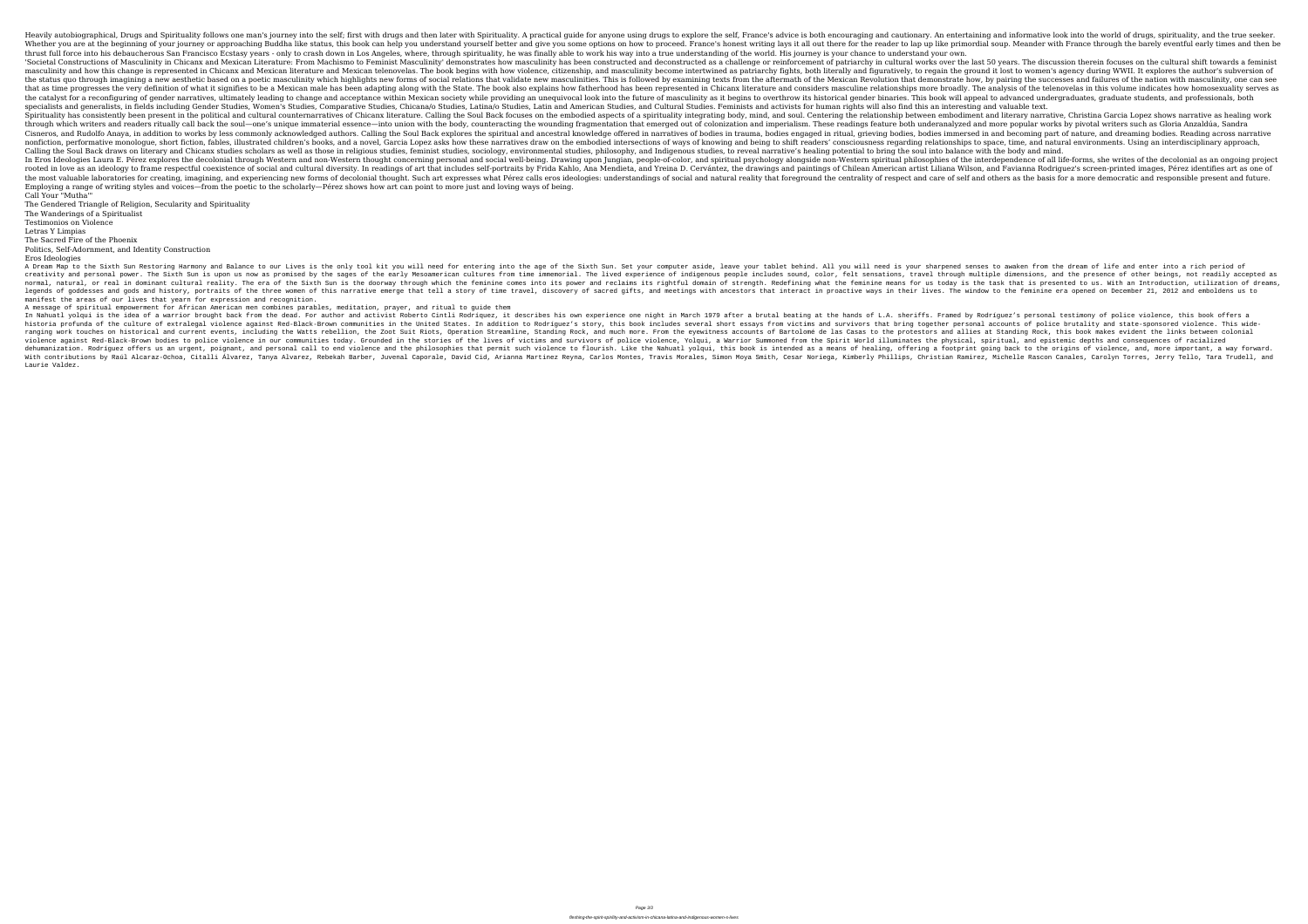Heavily autobiographical, Drugs and Spirituality follows one man's journey into the self; first with drugs and then later with Spirituality. A practical guide for anyone using drugs to explore the self, France's advice is both encouraging and cautionary. An entertaining and informative look into the world of drugs, spirituality, and the true seeker. Whether you are at the beginning of your journey or approaching Buddha like status, this book can help you understand yourself better and give you some options on how to proceed. France's honest writing lays it all out there for the reader to lap up like primordial soup. Meander with France through the barely eventful early times and then be thrust full force into his debaucherous San Francisco Ecstasy years - only to crash down in Los Angeles, where, through spirituality, he was finally able to work his way into a true understanding of the world. His journey is your chance to understand your own.

'Societal Constructions of Masculinity in Chicanx and Mexican Literature: From Machismo to Feminist Masculinity' demonstrates how masculinity has been constructed and deconstructed as a challenge or reinforcement of patriarchy in cultural works over the last 50 years. The discussion therein focuses on the cultural shift towards a feminist masculinity and how this change is represented in Chicanx and Mexican literature and Mexican telenovelas. The book begins with how violence, citizenship, and masculinity become intertwined as patriarchy fights, both literally and figuratively, to regain the ground it lost to women's agency during WWII. It explores the author's subversion of the status quo through imagining a new aesthetic based on a poetic masculinity which highlights new forms of social relations that validate new masculinities. This is followed by examining texts from the aftermath of the Mexican Revolution that demonstrate how, by pairing the successes and failures of the nation with masculinity, one can see that as time progresses the very definition of what it signifies to be a Mexican male has been adapting along with the State. The book also explains how fatherhood has been represented in Chicanx literature and considers masculine relationships more broadly. The analysis of the telenovelas in this volume indicates how homosexuality serves as the catalyst for a reconfiguring of gender narratives, ultimately leading to change and acceptance within Mexican society while providing an unequivocal look into the future of masculinity as it begins to overthrow its historical gender binaries. This book will appeal to advanced undergraduates, graduate students, and professionals, both specialists and generalists, in fields including Gender Studies, Women's Studies, Comparative Studies, Chicana/o Studies, Latina/o Studies, Latin and American Studies, and Cultural Studies. Feminists and activists for human rights will also find this an interesting and valuable text.

Spirituality has consistently been present in the political and cultural counternarratives of Chicanx literature. Calling the Soul Back focuses on the embodied aspects of a spirituality integrating body, mind, and soul. Centering the relationship between embodiment and literary narrative, Christina Garcia Lopez shows narrative as healing work through which writers and readers ritually call back the soul—one's unique immaterial essence—into union with the body, counteracting the wounding fragmentation that emerged out of colonization and imperialism. These readings feature both underanalyzed and more popular works by pivotal writers such as Gloria Anzaldúa, Sandra Cisneros, and Rudolfo Anaya, in addition to works by less commonly acknowledged authors. Calling the Soul Back explores the spiritual and ancestral knowledge offered in narratives of bodies in trauma, bodies engaged in ritual, grieving bodies, bodies immersed in and becoming part of nature, and dreaming bodies. Reading across narrative nonfiction, performative monologue, short fiction, fables, illustrated children's books, and a novel, Garcia Lopez asks how these narratives draw on the embodied intersections of ways of knowing and being to shift readers' consciousness regarding relationships to space, time, and natural environments. Using an interdisciplinary approach, Calling the Soul Back draws on literary and Chicanx studies scholars as well as those in religious studies, feminist studies, sociology, environmental studies, philosophy, and Indigenous studies, to reveal narrative's healing potential to bring the soul into balance with the body and mind.

In Eros Ideologies Laura E. Pérez explores the decolonial through Western and non-Western thought concerning personal and social well-being. Drawing upon Jungian, people-of-color, and spiritual psychology alongside non-Western spiritual philosophies of the interdependence of all life-forms, she writes of the decolonial as an ongoing project rooted in love as an ideology to frame respectful coexistence of social and cultural diversity. In readings of art that includes self-portraits by Frida Kahlo, Ana Mendieta, and Yreina D. Cervántez, the drawings and paintings of Chilean American artist Liliana Wilson, and Favianna Rodriguez's screen-printed images, Pérez identifies art as one of the most valuable laboratories for creating, imagining, and experiencing new forms of decolonial thought. Such art expresses what Pérez calls eros ideologies: understandings of social and natural reality that foreground the centrality of respect and care of self and others as the basis for a more democratic and responsible present and future. Employing a range of writing styles and voices—from the poetic to the scholarly—Pérez shows how art can point to more just and loving ways of being.

Call Your "Mutha'"

The Gendered Triangle of Religion, Secularity and Spirituality

The Wanderings of a Spiritualist

Testimonios on Violence

Letras Y Limpias

The Sacred Fire of the Phoenix

Politics, Self-Adornment, and Identity Construction

Eros Ideologies

A Dream Map to the Sixth Sun Restoring Harmony and Balance to our Lives is the only tool kit you will need for entering into the age of the Sixth Sun. Set your computer aside, leave your tablet behind. All you will need is your sharpened senses to awaken from the dream of life and enter into a rich period of creativity and personal power. The Sixth Sun is upon us now as promised by the sages of the early Mesoamerican cultures from time immemorial. The lived experience of indigenous people includes sound, color, felt sensations, travel through multiple dimensions, and the presence of other beings, not readily accepted as normal, natural, or real in dominant cultural reality. The era of the Sixth Sun is the doorway through which the feminine comes into its power and reclaims its rightful domain of strength. Redefining what the feminine means for us today is the task that is presented to us. With an Introduction, utilization of dreams, legends of goddesses and gods and history, portraits of the three women of this narrative emerge that tell a story of time travel, discovery of sacred gifts, and meetings with ancestors that interact in proactive ways in their lives. The window to the feminine era opened on December 21, 2012 and emboldens us to manifest the areas of our lives that yearn for expression and recognition.

A message of spiritual empowerment for African American men combines parables, meditation, prayer, and ritual to guide them

In Nahuatl yolqui is the idea of a warrior brought back from the dead. For author and activist Roberto Cintli Rodriguez, it describes his own experience one night in March 1979 after a brutal beating at the hands of L.A. sheriffs. Framed by Rodríguez's personal testimony of police violence, this book offers a historia profunda of the culture of extralegal violence against Red-Black-Brown communities in the United States. In addition to Rodriguez's story, this book includes several short essays from victims and survivors that bring together personal accounts of police brutality and state-sponsored violence. This wide-ranging work touches on historical and current events, including the Watts rebellion, the Zoot Suit Riots, Operation Streamline, Standing Rock, and much more. From the eyewitness accounts of Bartolomé de las Casas to the protestors and allies at Standing Rock, this book makes evident the links between colonial violence against Red-Black-Brown bodies to police violence in our communities today. Grounded in the stories of the lives of victims and survivors of police violence, Yolqui, a Warrior Summoned from the Spirit World illuminates the physical, spiritual, and epistemic depths and consequences of racialized dehumanization. Rodriguez offers us an urgent, poignant, and personal call to end violence and the philosophies that permit such violence to flourish. Like the Nahuatl yolqui, this book is intended as a means of healing, offering a footprint going back to the origins of violence, and, more important, a way forward. With contributions by Raúl Alcaraz-Ochoa, Citalli Álvarez, Tanya Alvarez, Rebekah Barber, Juvenal Caporale, David Cid, Arianna Martinez Reyna, Carlos Montes, Travis Morales, Simon Moya Smith, Cesar Noriega, Kimberly Phillips, Christian Ramirez, Michelle Rascon Canales, Carolyn Torres, Jerry Tello, Tara Trudell, and Laurie Valdez.